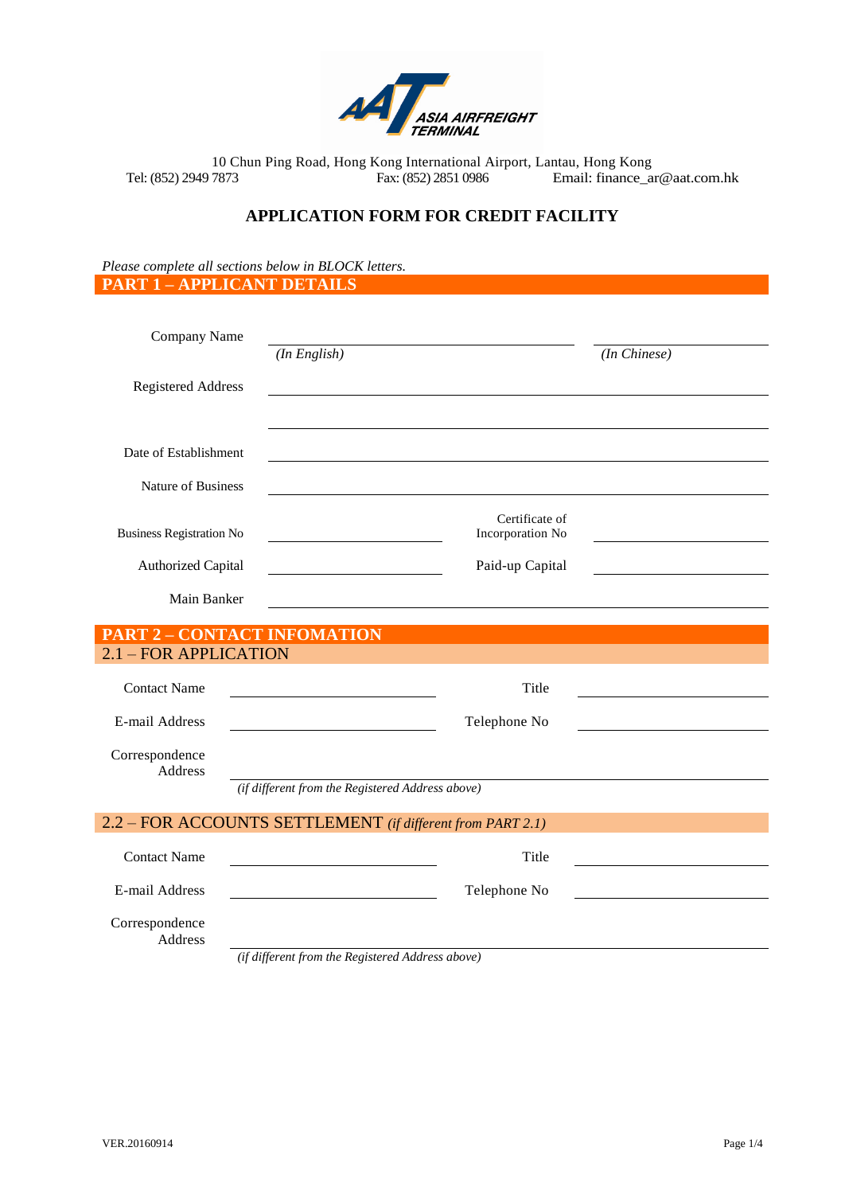ASIA AIRFREIGHT TERMINAL

10 Chun Ping Road, Hong Kong International Airport, Lantau, Hong Kong
Tel: (852) 2949 7873 Fax: (852) 2851 0986 Email: finance_ar@aat.com.hk

# APPLICATION FORM FOR CREDIT FACILITY

*Please complete all sections below in BLOCK letters.*

## PART 1 – APPLICANT DETAILS

Company Name ______________________ ______________________
*(In English)* *(In Chinese)*

Registered Address ______________________

______________________

Date of Establishment ______________________

Nature of Business ______________________

Business Registration No ______________________ Certificate of Incorporation No ______________________

Authorized Capital ______________________ Paid-up Capital ______________________

Main Banker ______________________

## PART 2 – CONTACT INFOMATION

### 2.1 – FOR APPLICATION

Contact Name ______________________ Title ______________________

E-mail Address ______________________ Telephone No ______________________

Correspondence Address ______________________
*(if different from the Registered Address above)*

### 2.2 – FOR ACCOUNTS SETTLEMENT *(if different from PART 2.1)*

Contact Name ______________________ Title ______________________

E-mail Address ______________________ Telephone No ______________________

Correspondence Address ______________________
*(if different from the Registered Address above)*

VER.20160914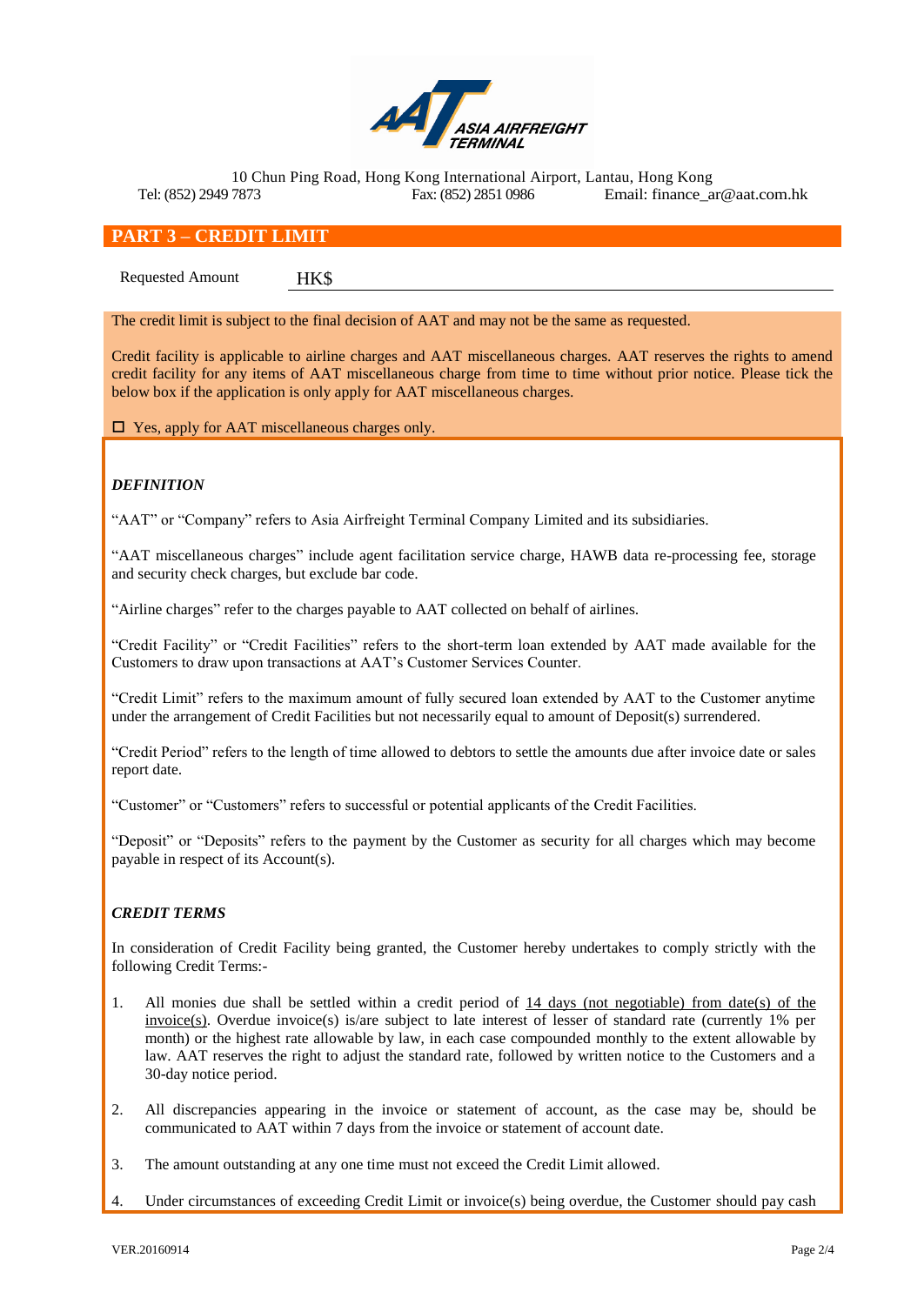ASIA AIRFREIGHT TERMINAL

10 Chun Ping Road, Hong Kong International Airport, Lantau, Hong Kong
Tel: (852) 2949 7873 Fax: (852) 2851 0986 Email: finance_ar@aat.com.hk

## PART 3 – CREDIT LIMIT

Requested Amount HK$ ______________________________

The credit limit is subject to the final decision of AAT and may not be the same as requested.

Credit facility is applicable to airline charges and AAT miscellaneous charges. AAT reserves the rights to amend credit facility for any items of AAT miscellaneous charge from time to time without prior notice. Please tick the below box if the application is only apply for AAT miscellaneous charges.

☐ Yes, apply for AAT miscellaneous charges only.

### *DEFINITION*

"AAT" or "Company" refers to Asia Airfreight Terminal Company Limited and its subsidiaries.

"AAT miscellaneous charges" include agent facilitation service charge, HAWB data re-processing fee, storage and security check charges, but exclude bar code.

"Airline charges" refer to the charges payable to AAT collected on behalf of airlines.

"Credit Facility" or "Credit Facilities" refers to the short-term loan extended by AAT made available for the Customers to draw upon transactions at AAT's Customer Services Counter.

"Credit Limit" refers to the maximum amount of fully secured loan extended by AAT to the Customer anytime under the arrangement of Credit Facilities but not necessarily equal to amount of Deposit(s) surrendered.

"Credit Period" refers to the length of time allowed to debtors to settle the amounts due after invoice date or sales report date.

"Customer" or "Customers" refers to successful or potential applicants of the Credit Facilities.

"Deposit" or "Deposits" refers to the payment by the Customer as security for all charges which may become payable in respect of its Account(s).

### *CREDIT TERMS*

In consideration of Credit Facility being granted, the Customer hereby undertakes to comply strictly with the following Credit Terms:-

1. All monies due shall be settled within a credit period of 14 days (not negotiable) from date(s) of the invoice(s). Overdue invoice(s) is/are subject to late interest of lesser of standard rate (currently 1% per month) or the highest rate allowable by law, in each case compounded monthly to the extent allowable by law. AAT reserves the right to adjust the standard rate, followed by written notice to the Customers and a 30-day notice period.

2. All discrepancies appearing in the invoice or statement of account, as the case may be, should be communicated to AAT within 7 days from the invoice or statement of account date.

3. The amount outstanding at any one time must not exceed the Credit Limit allowed.

4. Under circumstances of exceeding Credit Limit or invoice(s) being overdue, the Customer should pay cash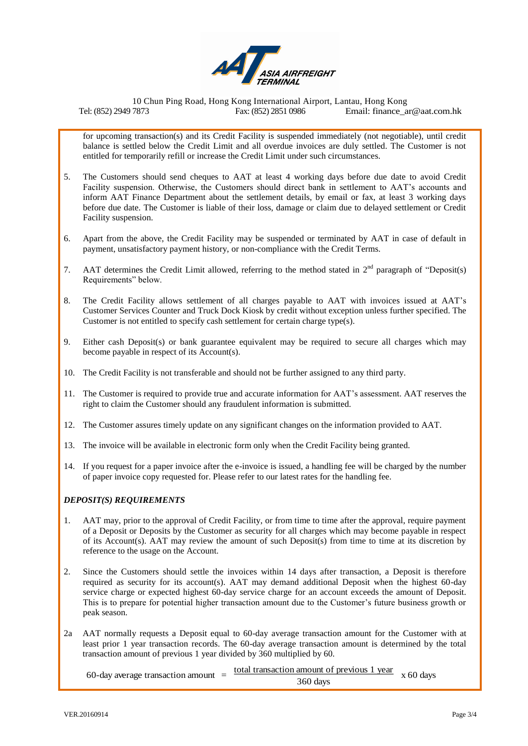for upcoming transaction(s) and its Credit Facility is suspended immediately (not negotiable), until credit balance is settled below the Credit Limit and all overdue invoices are duly settled. The Customer is not entitled for temporarily refill or increase the Credit Limit under such circumstances.

5. The Customers should send cheques to AAT at least 4 working days before due date to avoid Credit Facility suspension. Otherwise, the Customers should direct bank in settlement to AAT's accounts and inform AAT Finance Department about the settlement details, by email or fax, at least 3 working days before due date. The Customer is liable of their loss, damage or claim due to delayed settlement or Credit Facility suspension.

6. Apart from the above, the Credit Facility may be suspended or terminated by AAT in case of default in payment, unsatisfactory payment history, or non-compliance with the Credit Terms.

7. AAT determines the Credit Limit allowed, referring to the method stated in 2nd paragraph of "Deposit(s) Requirements" below.

8. The Credit Facility allows settlement of all charges payable to AAT with invoices issued at AAT's Customer Services Counter and Truck Dock Kiosk by credit without exception unless further specified. The Customer is not entitled to specify cash settlement for certain charge type(s).

9. Either cash Deposit(s) or bank guarantee equivalent may be required to secure all charges which may become payable in respect of its Account(s).

10. The Credit Facility is not transferable and should not be further assigned to any third party.

11. The Customer is required to provide true and accurate information for AAT's assessment. AAT reserves the right to claim the Customer should any fraudulent information is submitted.

12. The Customer assures timely update on any significant changes on the information provided to AAT.

13. The invoice will be available in electronic form only when the Credit Facility being granted.

14. If you request for a paper invoice after the e-invoice is issued, a handling fee will be charged by the number of paper invoice copy requested for. Please refer to our latest rates for the handling fee.

***DEPOSIT(S) REQUIREMENTS***

1. AAT may, prior to the approval of Credit Facility, or from time to time after the approval, require payment of a Deposit or Deposits by the Customer as security for all charges which may become payable in respect of its Account(s). AAT may review the amount of such Deposit(s) from time to time at its discretion by reference to the usage on the Account.

2. Since the Customers should settle the invoices within 14 days after transaction, a Deposit is therefore required as security for its account(s). AAT may demand additional Deposit when the highest 60-day service charge or expected highest 60-day service charge for an account exceeds the amount of Deposit. This is to prepare for potential higher transaction amount due to the Customer's future business growth or peak season.

2a AAT normally requests a Deposit equal to 60-day average transaction amount for the Customer with at least prior 1 year transaction records. The 60-day average transaction amount is determined by the total transaction amount of previous 1 year divided by 360 multiplied by 60.

$$\text{60-day average transaction amount} = \frac{\text{total transaction amount of previous 1 year}}{\text{360 days}} \times \text{60 days}$$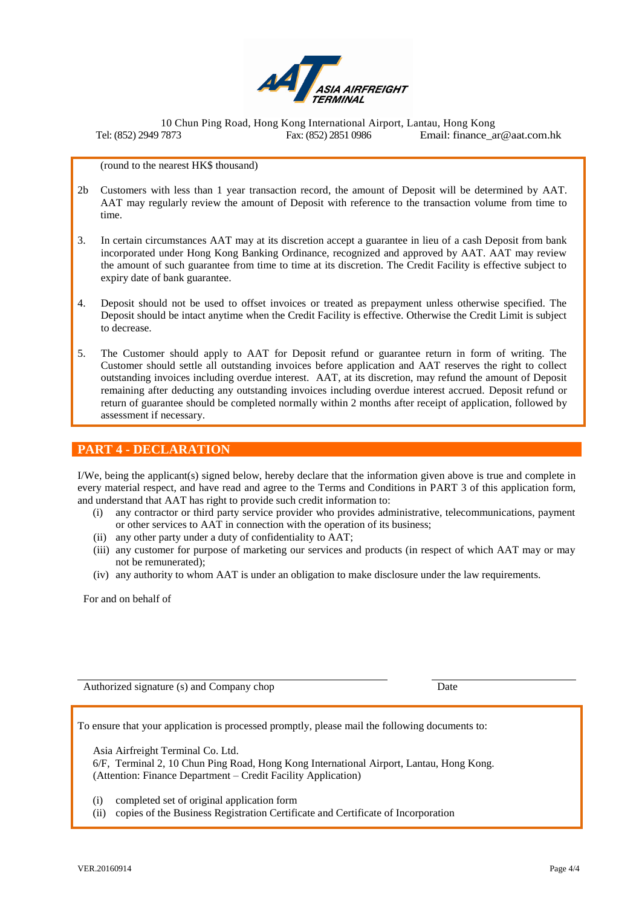10 Chun Ping Road, Hong Kong International Airport, Lantau, Hong Kong
Tel: (852) 2949 7873 Fax: (852) 2851 0986 Email: finance_ar@aat.com.hk

(round to the nearest HK$ thousand)

2b Customers with less than 1 year transaction record, the amount of Deposit will be determined by AAT. AAT may regularly review the amount of Deposit with reference to the transaction volume from time to time.

3. In certain circumstances AAT may at its discretion accept a guarantee in lieu of a cash Deposit from bank incorporated under Hong Kong Banking Ordinance, recognized and approved by AAT. AAT may review the amount of such guarantee from time to time at its discretion. The Credit Facility is effective subject to expiry date of bank guarantee.

4. Deposit should not be used to offset invoices or treated as prepayment unless otherwise specified. The Deposit should be intact anytime when the Credit Facility is effective. Otherwise the Credit Limit is subject to decrease.

5. The Customer should apply to AAT for Deposit refund or guarantee return in form of writing. The Customer should settle all outstanding invoices before application and AAT reserves the right to collect outstanding invoices including overdue interest. AAT, at its discretion, may refund the amount of Deposit remaining after deducting any outstanding invoices including overdue interest accrued. Deposit refund or return of guarantee should be completed normally within 2 months after receipt of application, followed by assessment if necessary.

## PART 4 - DECLARATION

I/We, being the applicant(s) signed below, hereby declare that the information given above is true and complete in every material respect, and have read and agree to the Terms and Conditions in PART 3 of this application form, and understand that AAT has right to provide such credit information to:

(i) any contractor or third party service provider who provides administrative, telecommunications, payment or other services to AAT in connection with the operation of its business;
(ii) any other party under a duty of confidentiality to AAT;
(iii) any customer for purpose of marketing our services and products (in respect of which AAT may or may not be remunerated);
(iv) any authority to whom AAT is under an obligation to make disclosure under the law requirements.

For and on behalf of

_______________________________ _______________
Authorized signature (s) and Company chop Date

To ensure that your application is processed promptly, please mail the following documents to:

Asia Airfreight Terminal Co. Ltd.
6/F, Terminal 2, 10 Chun Ping Road, Hong Kong International Airport, Lantau, Hong Kong.
(Attention: Finance Department – Credit Facility Application)

(i) completed set of original application form
(ii) copies of the Business Registration Certificate and Certificate of Incorporation

VER.20160914